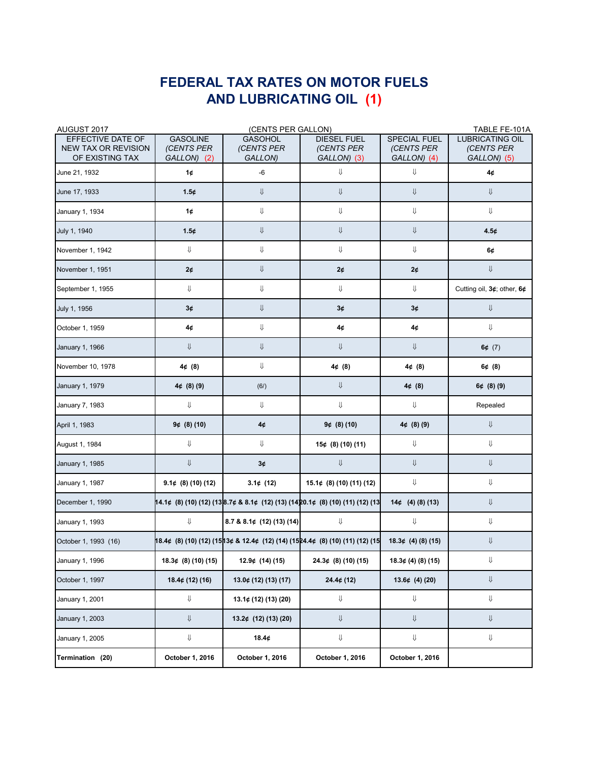# FEDERAL TAX RATES ON MOTOR FUELS AND LUBRICATING OIL (1)

AUGUST 2017 (CENTS PER GALLON) TABLE FE-101A

| EFFECTIVE DATE OF NEW TAX OR REVISION OF EXISTING TAX | GASOLINE *(CENTS PER GALLON)* (2) | GASOHOL *(CENTS PER GALLON)* | DIESEL FUEL *(CENTS PER GALLON)* (3) | SPECIAL FUEL *(CENTS PER GALLON)* (4) | LUBRICATING OIL *(CENTS PER GALLON)* (5) |
|---|---|---|---|---|---|
| June 21, 1932 | **1¢** | -6 | ⇓ | ⇓ | **4¢** |
| June 17, 1933 | **1.5¢** | ⇓ | ⇓ | ⇓ | ⇓ |
| January 1, 1934 | **1¢** | ⇓ | ⇓ | ⇓ | ⇓ |
| July 1, 1940 | **1.5¢** | ⇓ | ⇓ | ⇓ | **4.5¢** |
| November 1, 1942 | ⇓ | ⇓ | ⇓ | ⇓ | **6¢** |
| November 1, 1951 | **2¢** | ⇓ | **2¢** | **2¢** | ⇓ |
| September 1, 1955 | ⇓ | ⇓ | ⇓ | ⇓ | Cutting oil, **3¢**; other, **6¢** |
| July 1, 1956 | **3¢** | ⇓ | **3¢** | **3¢** | ⇓ |
| October 1, 1959 | **4¢** | ⇓ | **4¢** | **4¢** | ⇓ |
| January 1, 1966 | ⇓ | ⇓ | ⇓ | ⇓ | **6¢** (7) |
| November 10, 1978 | **4¢ (8)** | ⇓ | **4¢ (8)** | **4¢ (8)** | **6¢ (8)** |
| January 1, 1979 | **4¢ (8) (9)** | (6/) | ⇓ | **4¢ (8)** | **6¢ (8) (9)** |
| January 7, 1983 | ⇓ | ⇓ | ⇓ | ⇓ | Repealed |
| April 1, 1983 | **9¢ (8) (10)** | **4¢** | **9¢ (8) (10)** | **4¢ (8) (9)** | ⇓ |
| August 1, 1984 | ⇓ | ⇓ | **15¢ (8) (10) (11)** | ⇓ | ⇓ |
| January 1, 1985 | ⇓ | **3¢** | ⇓ | ⇓ | ⇓ |
| January 1, 1987 | **9.1¢ (8) (10) (12)** | **3.1¢ (12)** | **15.1¢ (8) (10) (11) (12)** | ⇓ | ⇓ |
| December 1, 1990 | **14.1¢ (8) (10) (12) (13** | **8.7¢ & 8.1¢ (12) (13) (14** | **20.1¢ (8) (10) (11) (12) (13** | **14¢ (4) (8) (13)** | ⇓ |
| January 1, 1993 | ⇓ | **8.7 & 8.1¢ (12) (13) (14)** | ⇓ | ⇓ | ⇓ |
| October 1, 1993 (16) | **18.4¢ (8) (10) (12) (15** | **13¢ & 12.4¢ (12) (14) (15** | **24.4¢ (8) (10) (11) (12) (15** | **18.3¢ (4) (8) (15)** | ⇓ |
| January 1, 1996 | **18.3¢ (8) (10) (15)** | **12.9¢ (14) (15)** | **24.3¢ (8) (10) (15)** | **18.3¢ (4) (8) (15)** | ⇓ |
| October 1, 1997 | **18.4¢ (12) (16)** | **13.0¢ (12) (13) (17)** | **24.4¢ (12)** | **13.6¢ (4) (20)** | ⇓ |
| January 1, 2001 | ⇓ | **13.1¢ (12) (13) (20)** | ⇓ | ⇓ | ⇓ |
| January 1, 2003 | ⇓ | **13.2¢ (12) (13) (20)** | ⇓ | ⇓ | ⇓ |
| January 1, 2005 | ⇓ | **18.4¢** | ⇓ | ⇓ | ⇓ |
| **Termination (20)** | **October 1, 2016** | **October 1, 2016** | **October 1, 2016** | **October 1, 2016** | |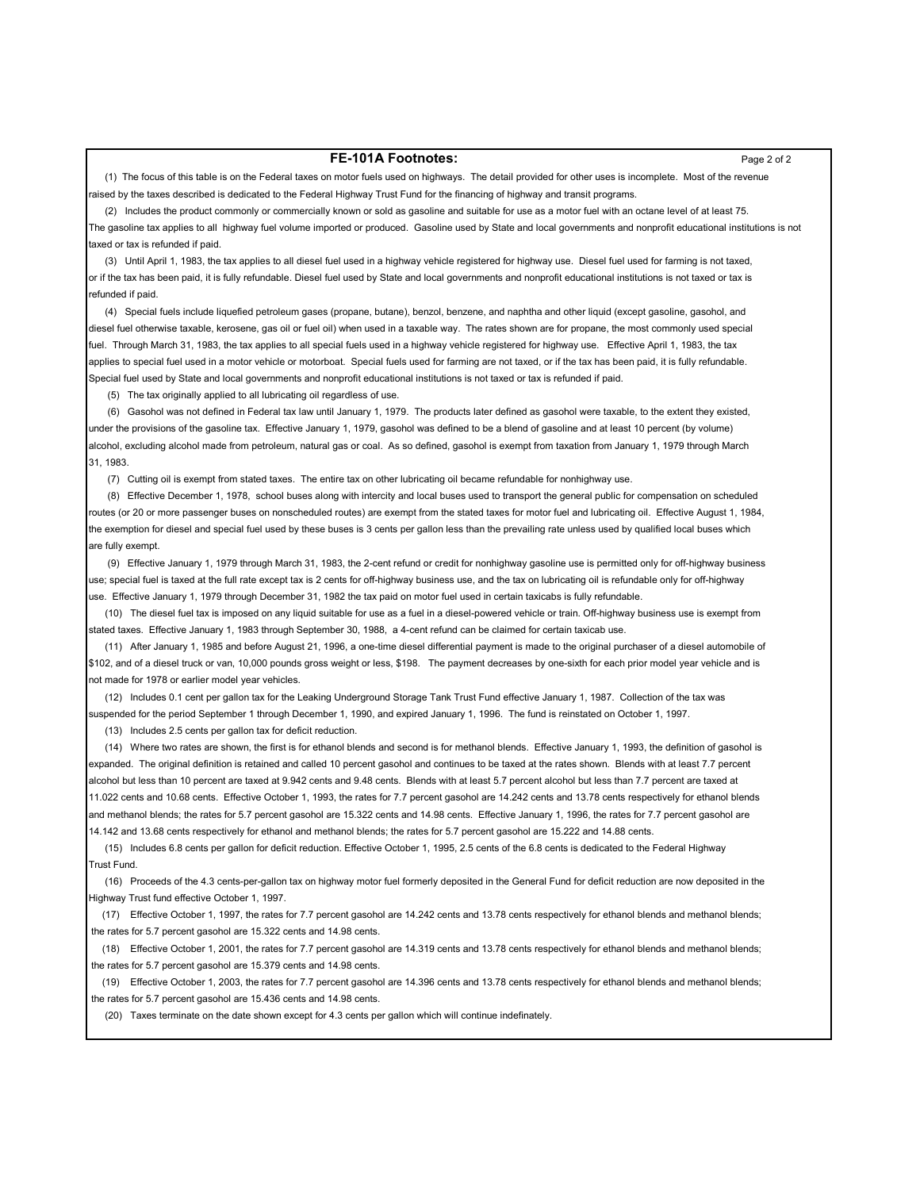## FE-101A Footnotes:

(1) The focus of this table is on the Federal taxes on motor fuels used on highways. The detail provided for other uses is incomplete. Most of the revenue raised by the taxes described is dedicated to the Federal Highway Trust Fund for the financing of highway and transit programs.

(2) Includes the product commonly or commercially known or sold as gasoline and suitable for use as a motor fuel with an octane level of at least 75. The gasoline tax applies to all highway fuel volume imported or produced. Gasoline used by State and local governments and nonprofit educational institutions is not taxed or tax is refunded if paid.

(3) Until April 1, 1983, the tax applies to all diesel fuel used in a highway vehicle registered for highway use. Diesel fuel used for farming is not taxed, or if the tax has been paid, it is fully refundable. Diesel fuel used by State and local governments and nonprofit educational institutions is not taxed or tax is refunded if paid.

(4) Special fuels include liquefied petroleum gases (propane, butane), benzol, benzene, and naphtha and other liquid (except gasoline, gasohol, and diesel fuel otherwise taxable, kerosene, gas oil or fuel oil) when used in a taxable way. The rates shown are for propane, the most commonly used special fuel. Through March 31, 1983, the tax applies to all special fuels used in a highway vehicle registered for highway use. Effective April 1, 1983, the tax applies to special fuel used in a motor vehicle or motorboat. Special fuels used for farming are not taxed, or if the tax has been paid, it is fully refundable. Special fuel used by State and local governments and nonprofit educational institutions is not taxed or tax is refunded if paid.

(5) The tax originally applied to all lubricating oil regardless of use.

(6) Gasohol was not defined in Federal tax law until January 1, 1979. The products later defined as gasohol were taxable, to the extent they existed, under the provisions of the gasoline tax. Effective January 1, 1979, gasohol was defined to be a blend of gasoline and at least 10 percent (by volume) alcohol, excluding alcohol made from petroleum, natural gas or coal. As so defined, gasohol is exempt from taxation from January 1, 1979 through March 31, 1983.

(7) Cutting oil is exempt from stated taxes. The entire tax on other lubricating oil became refundable for nonhighway use.

(8) Effective December 1, 1978, school buses along with intercity and local buses used to transport the general public for compensation on scheduled routes (or 20 or more passenger buses on nonscheduled routes) are exempt from the stated taxes for motor fuel and lubricating oil. Effective August 1, 1984, the exemption for diesel and special fuel used by these buses is 3 cents per gallon less than the prevailing rate unless used by qualified local buses which are fully exempt.

(9) Effective January 1, 1979 through March 31, 1983, the 2-cent refund or credit for nonhighway gasoline use is permitted only for off-highway business use; special fuel is taxed at the full rate except tax is 2 cents for off-highway business use, and the tax on lubricating oil is refundable only for off-highway use. Effective January 1, 1979 through December 31, 1982 the tax paid on motor fuel used in certain taxicabs is fully refundable.

(10) The diesel fuel tax is imposed on any liquid suitable for use as a fuel in a diesel-powered vehicle or train. Off-highway business use is exempt from stated taxes. Effective January 1, 1983 through September 30, 1988, a 4-cent refund can be claimed for certain taxicab use.

(11) After January 1, 1985 and before August 21, 1996, a one-time diesel differential payment is made to the original purchaser of a diesel automobile of $102, and of a diesel truck or van, 10,000 pounds gross weight or less, $198. The payment decreases by one-sixth for each prior model year vehicle and is not made for 1978 or earlier model year vehicles.

(12) Includes 0.1 cent per gallon tax for the Leaking Underground Storage Tank Trust Fund effective January 1, 1987. Collection of the tax was suspended for the period September 1 through December 1, 1990, and expired January 1, 1996. The fund is reinstated on October 1, 1997.

(13) Includes 2.5 cents per gallon tax for deficit reduction.

(14) Where two rates are shown, the first is for ethanol blends and second is for methanol blends. Effective January 1, 1993, the definition of gasohol is expanded. The original definition is retained and called 10 percent gasohol and continues to be taxed at the rates shown. Blends with at least 7.7 percent alcohol but less than 10 percent are taxed at 9.942 cents and 9.48 cents. Blends with at least 5.7 percent alcohol but less than 7.7 percent are taxed at 11.022 cents and 10.68 cents. Effective October 1, 1993, the rates for 7.7 percent gasohol are 14.242 cents and 13.78 cents respectively for ethanol blends and methanol blends; the rates for 5.7 percent gasohol are 15.322 cents and 14.98 cents. Effective January 1, 1996, the rates for 7.7 percent gasohol are 14.142 and 13.68 cents respectively for ethanol and methanol blends; the rates for 5.7 percent gasohol are 15.222 and 14.88 cents.

(15) Includes 6.8 cents per gallon for deficit reduction. Effective October 1, 1995, 2.5 cents of the 6.8 cents is dedicated to the Federal Highway Trust Fund.

(16) Proceeds of the 4.3 cents-per-gallon tax on highway motor fuel formerly deposited in the General Fund for deficit reduction are now deposited in the Highway Trust fund effective October 1, 1997.

(17) Effective October 1, 1997, the rates for 7.7 percent gasohol are 14.242 cents and 13.78 cents respectively for ethanol blends and methanol blends; the rates for 5.7 percent gasohol are 15.322 cents and 14.98 cents.

(18) Effective October 1, 2001, the rates for 7.7 percent gasohol are 14.319 cents and 13.78 cents respectively for ethanol blends and methanol blends; the rates for 5.7 percent gasohol are 15.379 cents and 14.98 cents.

(19) Effective October 1, 2003, the rates for 7.7 percent gasohol are 14.396 cents and 13.78 cents respectively for ethanol blends and methanol blends; the rates for 5.7 percent gasohol are 15.436 cents and 14.98 cents.

(20) Taxes terminate on the date shown except for 4.3 cents per gallon which will continue indefinately.